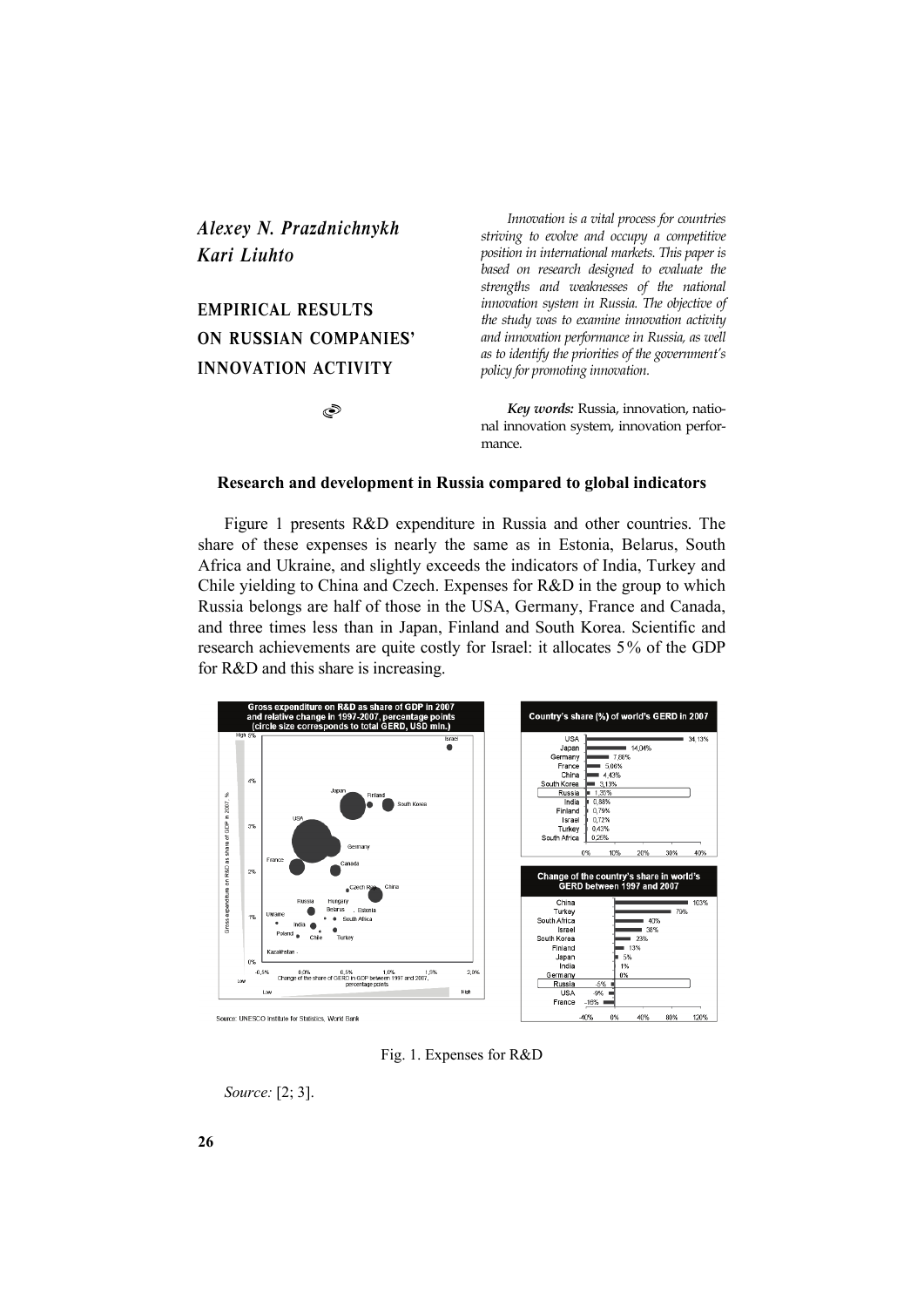*Alexey N. Prazdnichnykh*
*Kari Liuhto*

# EMPIRICAL RESULTS ON RUSSIAN COMPANIES' INNOVATION ACTIVITY

*Innovation is a vital process for countries striving to evolve and occupy a competitive position in international markets. This paper is based on research designed to evaluate the strengths and weaknesses of the national innovation system in Russia. The objective of the study was to examine innovation activity and innovation performance in Russia, as well as to identify the priorities of the government's policy for promoting innovation.*

***Key words:*** Russia, innovation, national innovation system, innovation performance.

## Research and development in Russia compared to global indicators

Figure 1 presents R&D expenditure in Russia and other countries. The share of these expenses is nearly the same as in Estonia, Belarus, South Africa and Ukraine, and slightly exceeds the indicators of India, Turkey and Chile yielding to China and Czech. Expenses for R&D in the group to which Russia belongs are half of those in the USA, Germany, France and Canada, and three times less than in Japan, Finland and South Korea. Scientific and research achievements are quite costly for Israel: it allocates 5% of the GDP for R&D and this share is increasing.

Fig. 1. Expenses for R&D

*Source:* [2; 3].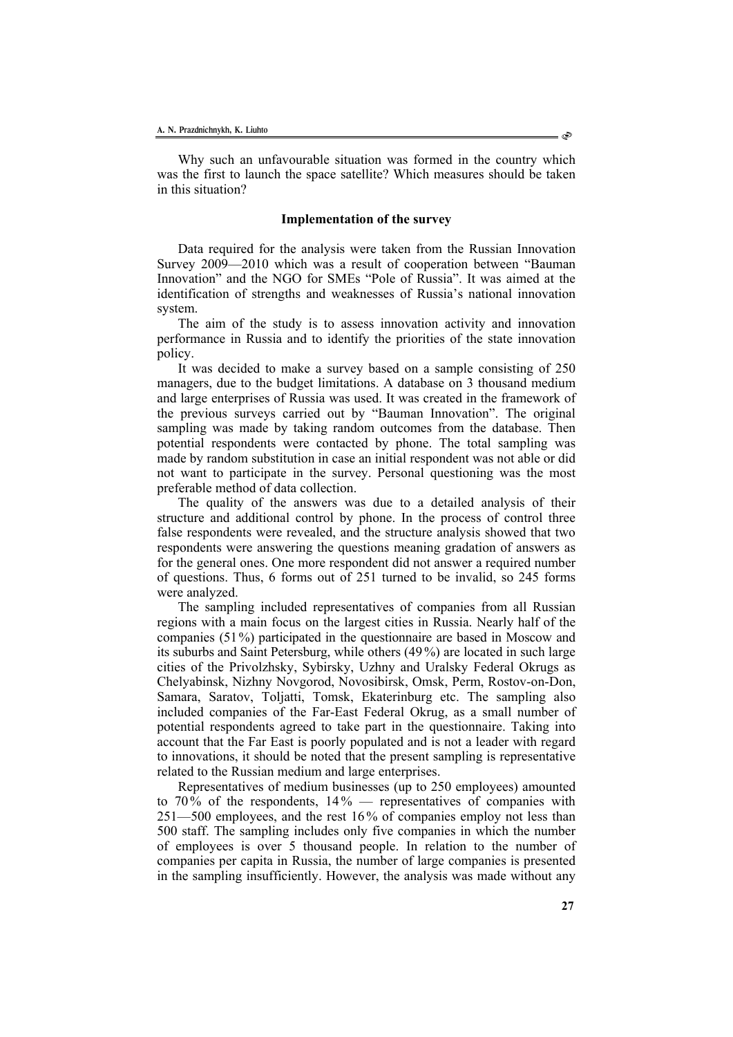Why such an unfavourable situation was formed in the country which was the first to launch the space satellite? Which measures should be taken in this situation?

### Implementation of the survey

Data required for the analysis were taken from the Russian Innovation Survey 2009—2010 which was a result of cooperation between "Bauman Innovation" and the NGO for SMEs "Pole of Russia". It was aimed at the identification of strengths and weaknesses of Russia's national innovation system.

The aim of the study is to assess innovation activity and innovation performance in Russia and to identify the priorities of the state innovation policy.

It was decided to make a survey based on a sample consisting of 250 managers, due to the budget limitations. A database on 3 thousand medium and large enterprises of Russia was used. It was created in the framework of the previous surveys carried out by "Bauman Innovation". The original sampling was made by taking random outcomes from the database. Then potential respondents were contacted by phone. The total sampling was made by random substitution in case an initial respondent was not able or did not want to participate in the survey. Personal questioning was the most preferable method of data collection.

The quality of the answers was due to a detailed analysis of their structure and additional control by phone. In the process of control three false respondents were revealed, and the structure analysis showed that two respondents were answering the questions meaning gradation of answers as for the general ones. One more respondent did not answer a required number of questions. Thus, 6 forms out of 251 turned to be invalid, so 245 forms were analyzed.

The sampling included representatives of companies from all Russian regions with a main focus on the largest cities in Russia. Nearly half of the companies (51 %) participated in the questionnaire are based in Moscow and its suburbs and Saint Petersburg, while others (49 %) are located in such large cities of the Privolzhsky, Sybirsky, Uzhny and Uralsky Federal Okrugs as Chelyabinsk, Nizhny Novgorod, Novosibirsk, Omsk, Perm, Rostov-on-Don, Samara, Saratov, Toljatti, Tomsk, Ekaterinburg etc. The sampling also included companies of the Far-East Federal Okrug, as a small number of potential respondents agreed to take part in the questionnaire. Taking into account that the Far East is poorly populated and is not a leader with regard to innovations, it should be noted that the present sampling is representative related to the Russian medium and large enterprises.

Representatives of medium businesses (up to 250 employees) amounted to 70 % of the respondents, 14 % — representatives of companies with 251—500 employees, and the rest 16 % of companies employ not less than 500 staff. The sampling includes only five companies in which the number of employees is over 5 thousand people. In relation to the number of companies per capita in Russia, the number of large companies is presented in the sampling insufficiently. However, the analysis was made without any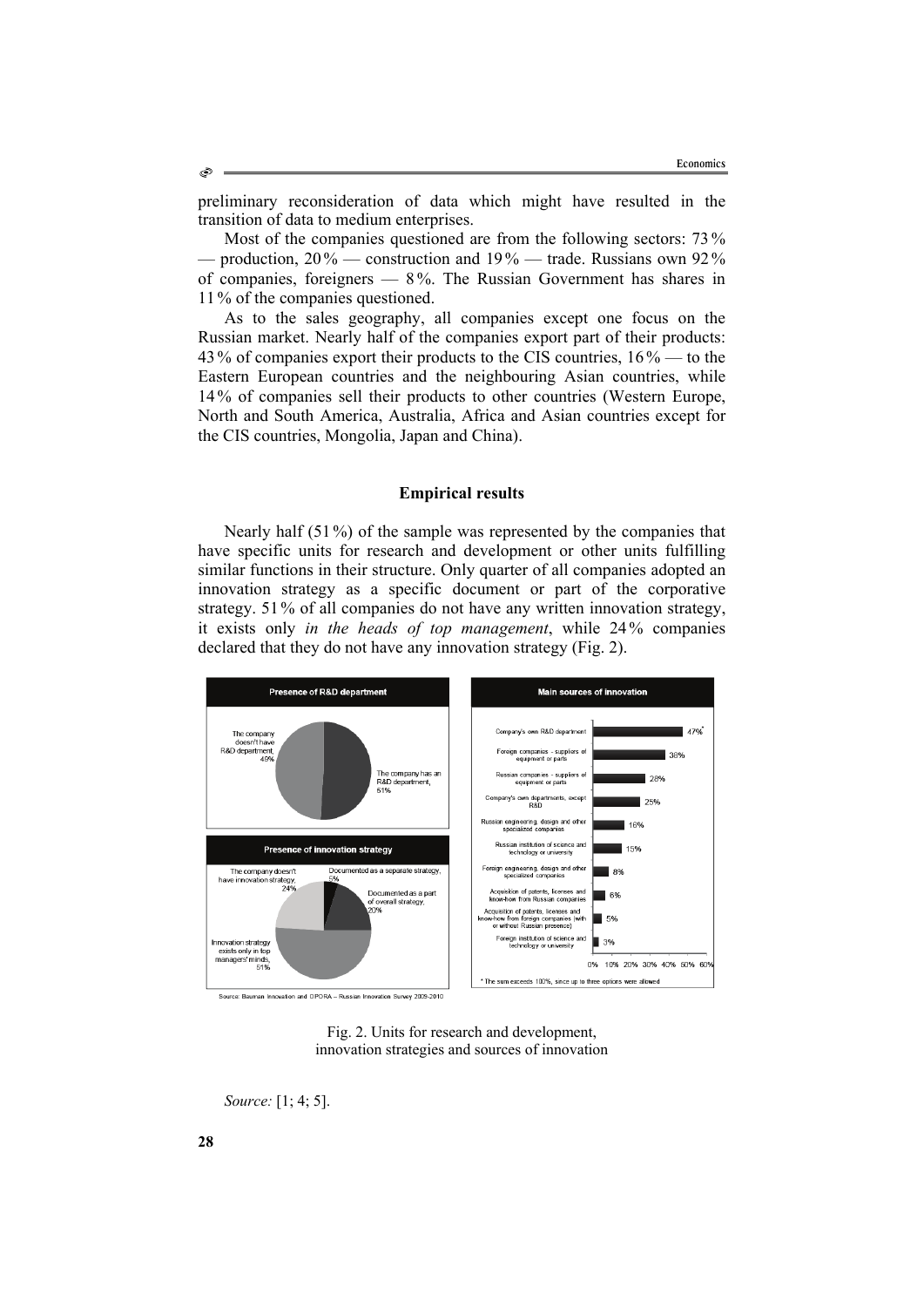preliminary reconsideration of data which might have resulted in the transition of data to medium enterprises.

Most of the companies questioned are from the following sectors: 73 % — production, 20 % — construction and 19 % — trade. Russians own 92 % of companies, foreigners — 8 %. The Russian Government has shares in 11 % of the companies questioned.

As to the sales geography, all companies except one focus on the Russian market. Nearly half of the companies export part of their products: 43 % of companies export their products to the CIS countries, 16 % — to the Eastern European countries and the neighbouring Asian countries, while 14 % of companies sell their products to other countries (Western Europe, North and South America, Australia, Africa and Asian countries except for the CIS countries, Mongolia, Japan and China).

## Empirical results

Nearly half (51 %) of the sample was represented by the companies that have specific units for research and development or other units fulfilling similar functions in their structure. Only quarter of all companies adopted an innovation strategy as a specific document or part of the corporative strategy. 51 % of all companies do not have any written innovation strategy, it exists only *in the heads of top management*, while 24 % companies declared that they do not have any innovation strategy (Fig. 2).

**Presence of R&D department**

- The company doesn't have R&D department, 49%
- The company has an R&D department, 51%

**Presence of innovation strategy**

- The company doesn't have innovation strategy, 24%
- Documented as a separate strategy, 5%
- Documented as a part of overall strategy, 20%
- Innovation strategy exists only in top managers' minds, 51%

**Main sources of innovation**

| Source | Share |
|---|---|
| Company's own R&D department | 47%* |
| Foreign companies - suppliers of equipment or parts | 38% |
| Russian companies - suppliers of equipment or parts | 28% |
| Company's own departments, except R&D | 25% |
| Russian engineering, design and other specialized companies | 16% |
| Russian institution of science and technology or university | 15% |
| Foreign engineering, design and other specialized companies | 8% |
| Acquisition of patents, licenses and know-how from Russian companies | 6% |
| Acquisition of patents, licenses and know-how from foreign companies (with or without Russian presence) | 5% |
| Foreign institution of science and technology or university | 3% |

\* The sum exceeds 100%, since up to three options were allowed

Source: Bauman Innovation and OPORA – Russian Innovation Survey 2009-2010

Fig. 2. Units for research and development, innovation strategies and sources of innovation

*Source:* [1; 4; 5].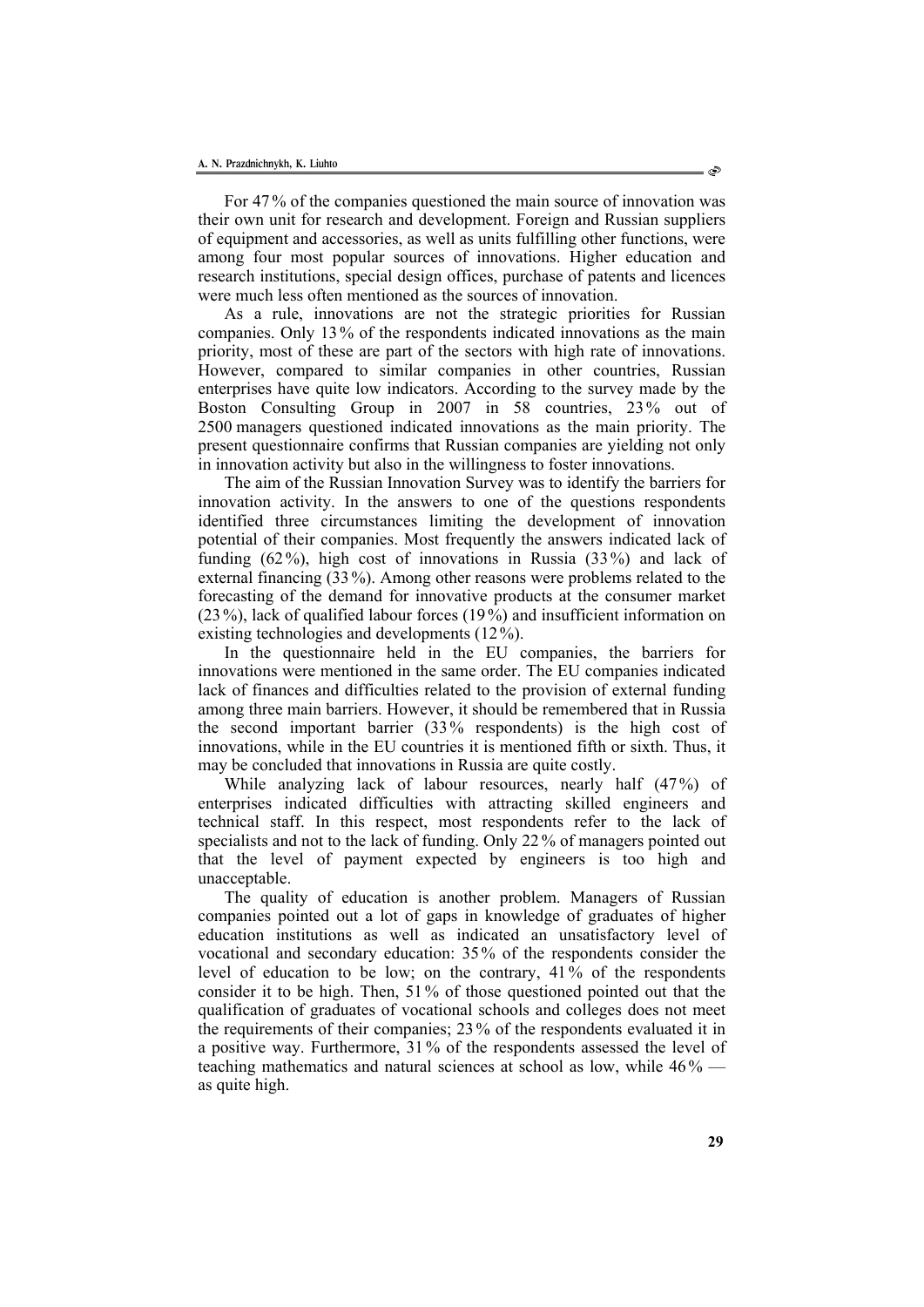For 47 % of the companies questioned the main source of innovation was their own unit for research and development. Foreign and Russian suppliers of equipment and accessories, as well as units fulfilling other functions, were among four most popular sources of innovations. Higher education and research institutions, special design offices, purchase of patents and licences were much less often mentioned as the sources of innovation.

As a rule, innovations are not the strategic priorities for Russian companies. Only 13 % of the respondents indicated innovations as the main priority, most of these are part of the sectors with high rate of innovations. However, compared to similar companies in other countries, Russian enterprises have quite low indicators. According to the survey made by the Boston Consulting Group in 2007 in 58 countries, 23 % out of 2500 managers questioned indicated innovations as the main priority. The present questionnaire confirms that Russian companies are yielding not only in innovation activity but also in the willingness to foster innovations.

The aim of the Russian Innovation Survey was to identify the barriers for innovation activity. In the answers to one of the questions respondents identified three circumstances limiting the development of innovation potential of their companies. Most frequently the answers indicated lack of funding (62 %), high cost of innovations in Russia (33 %) and lack of external financing (33 %). Among other reasons were problems related to the forecasting of the demand for innovative products at the consumer market (23 %), lack of qualified labour forces (19 %) and insufficient information on existing technologies and developments (12 %).

In the questionnaire held in the EU companies, the barriers for innovations were mentioned in the same order. The EU companies indicated lack of finances and difficulties related to the provision of external funding among three main barriers. However, it should be remembered that in Russia the second important barrier (33 % respondents) is the high cost of innovations, while in the EU countries it is mentioned fifth or sixth. Thus, it may be concluded that innovations in Russia are quite costly.

While analyzing lack of labour resources, nearly half (47 %) of enterprises indicated difficulties with attracting skilled engineers and technical staff. In this respect, most respondents refer to the lack of specialists and not to the lack of funding. Only 22 % of managers pointed out that the level of payment expected by engineers is too high and unacceptable.

The quality of education is another problem. Managers of Russian companies pointed out a lot of gaps in knowledge of graduates of higher education institutions as well as indicated an unsatisfactory level of vocational and secondary education: 35 % of the respondents consider the level of education to be low; on the contrary, 41 % of the respondents consider it to be high. Then, 51 % of those questioned pointed out that the qualification of graduates of vocational schools and colleges does not meet the requirements of their companies; 23 % of the respondents evaluated it in a positive way. Furthermore, 31 % of the respondents assessed the level of teaching mathematics and natural sciences at school as low, while 46 % — as quite high.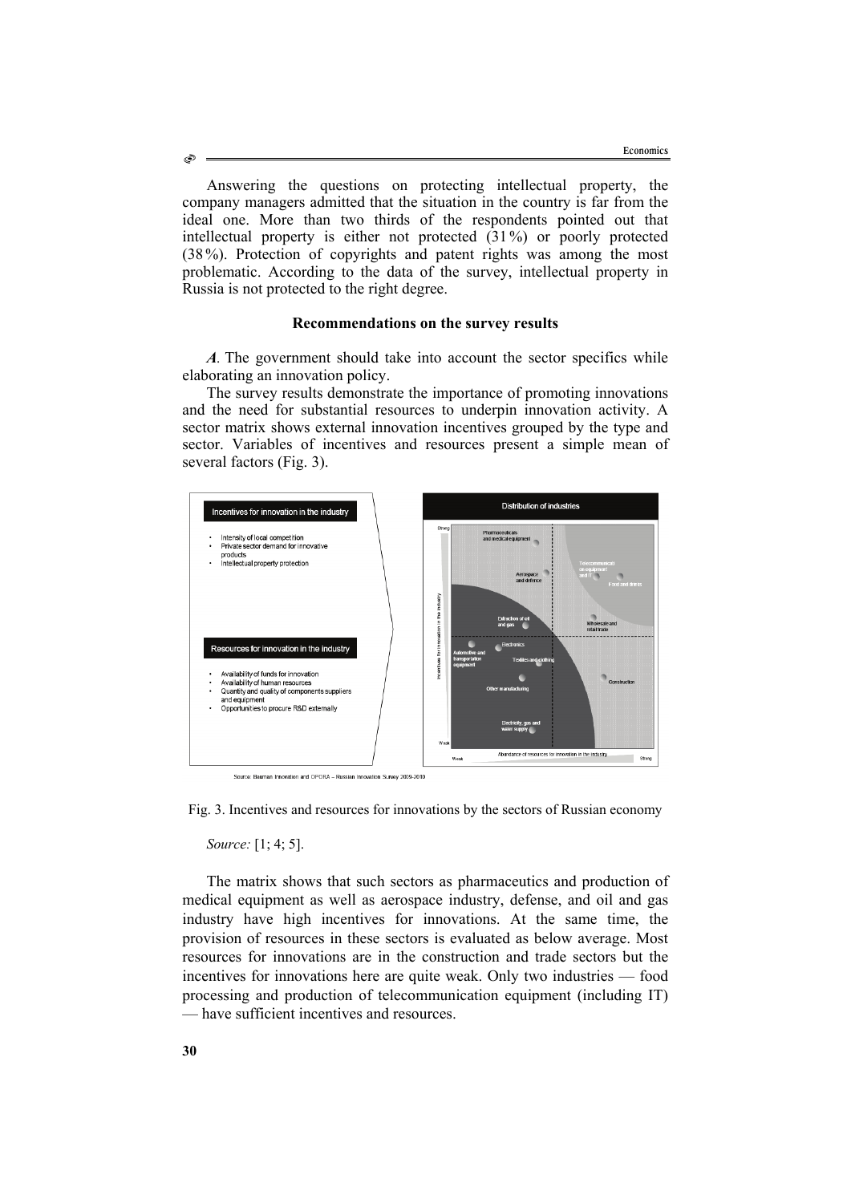Answering the questions on protecting intellectual property, the company managers admitted that the situation in the country is far from the ideal one. More than two thirds of the respondents pointed out that intellectual property is either not protected (31%) or poorly protected (38%). Protection of copyrights and patent rights was among the most problematic. According to the data of the survey, intellectual property in Russia is not protected to the right degree.

### Recommendations on the survey results

***A***. The government should take into account the sector specifics while elaborating an innovation policy.

The survey results demonstrate the importance of promoting innovations and the need for substantial resources to underpin innovation activity. A sector matrix shows external innovation incentives grouped by the type and sector. Variables of incentives and resources present a simple mean of several factors (Fig. 3).

Fig. 3. Incentives and resources for innovations by the sectors of Russian economy

*Source:* [1; 4; 5].

The matrix shows that such sectors as pharmaceutics and production of medical equipment as well as aerospace industry, defense, and oil and gas industry have high incentives for innovations. At the same time, the provision of resources in these sectors is evaluated as below average. Most resources for innovations are in the construction and trade sectors but the incentives for innovations here are quite weak. Only two industries — food processing and production of telecommunication equipment (including IT) — have sufficient incentives and resources.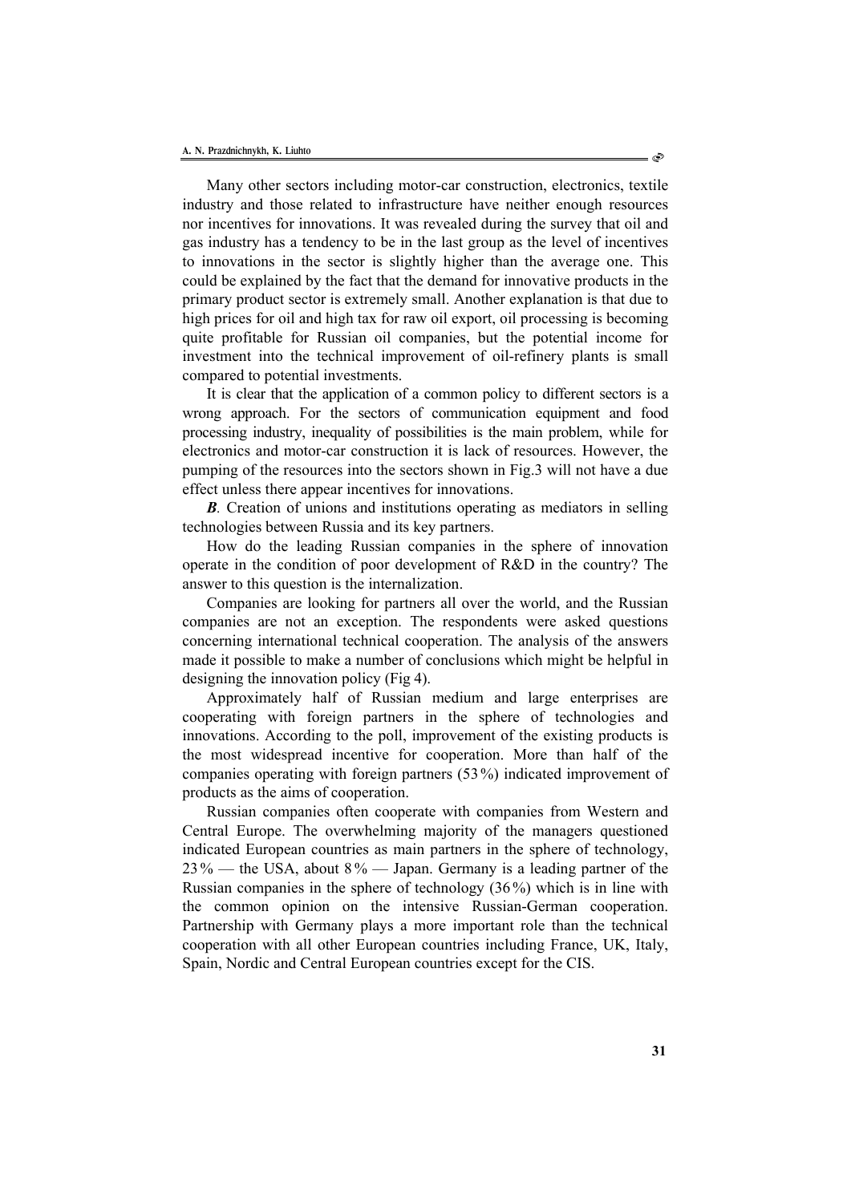Many other sectors including motor-car construction, electronics, textile industry and those related to infrastructure have neither enough resources nor incentives for innovations. It was revealed during the survey that oil and gas industry has a tendency to be in the last group as the level of incentives to innovations in the sector is slightly higher than the average one. This could be explained by the fact that the demand for innovative products in the primary product sector is extremely small. Another explanation is that due to high prices for oil and high tax for raw oil export, oil processing is becoming quite profitable for Russian oil companies, but the potential income for investment into the technical improvement of oil-refinery plants is small compared to potential investments.

It is clear that the application of a common policy to different sectors is a wrong approach. For the sectors of communication equipment and food processing industry, inequality of possibilities is the main problem, while for electronics and motor-car construction it is lack of resources. However, the pumping of the resources into the sectors shown in Fig.3 will not have a due effect unless there appear incentives for innovations.

***B***. Creation of unions and institutions operating as mediators in selling technologies between Russia and its key partners.

How do the leading Russian companies in the sphere of innovation operate in the condition of poor development of R&D in the country? The answer to this question is the internalization.

Companies are looking for partners all over the world, and the Russian companies are not an exception. The respondents were asked questions concerning international technical cooperation. The analysis of the answers made it possible to make a number of conclusions which might be helpful in designing the innovation policy (Fig 4).

Approximately half of Russian medium and large enterprises are cooperating with foreign partners in the sphere of technologies and innovations. According to the poll, improvement of the existing products is the most widespread incentive for cooperation. More than half of the companies operating with foreign partners (53%) indicated improvement of products as the aims of cooperation.

Russian companies often cooperate with companies from Western and Central Europe. The overwhelming majority of the managers questioned indicated European countries as main partners in the sphere of technology, 23% — the USA, about 8% — Japan. Germany is a leading partner of the Russian companies in the sphere of technology (36%) which is in line with the common opinion on the intensive Russian-German cooperation. Partnership with Germany plays a more important role than the technical cooperation with all other European countries including France, UK, Italy, Spain, Nordic and Central European countries except for the CIS.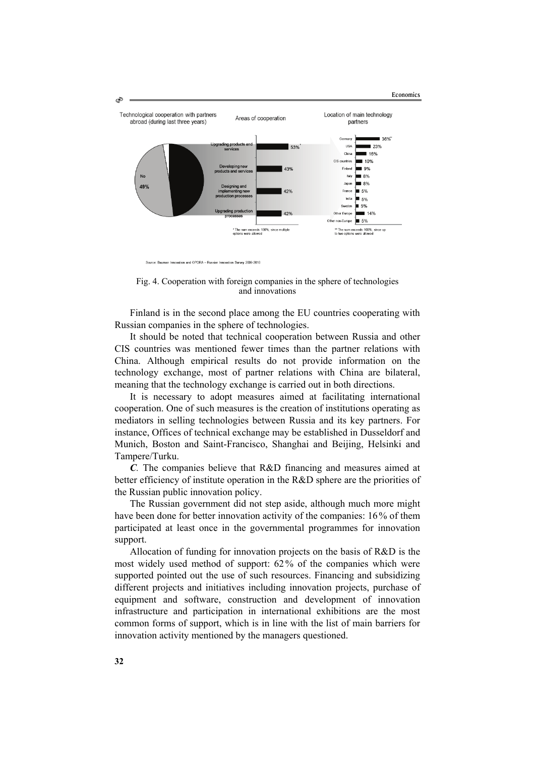Technological cooperation with partners abroad (during last three years)

| Areas of cooperation | |
|---|---|
| Upgrading products and services | 53%* |
| Developing new products and services | 43% |
| Designing and implementing new production processes | 42% |
| Upgrading production processes | 42% |

\* The sum exceeds 100%, since multiple options were allowed

| Location of main technology partners | |
|---|---|
| Germany | 36%** |
| USA | 23% |
| China | 16% |
| CIS countries | 10% |
| Finland | 9% |
| Italy | 8% |
| Japan | 8% |
| France | 5% |
| India | 5% |
| Sweden | 5% |
| Other Europe | 14% |
| Other non-Europe | 5% |

\*\* The sum exceeds 100%, since up to two options were allowed

No 49%

Source: Bauman Innovation and OPORA – Russian Innovation Survey 2009-2010

Fig. 4. Cooperation with foreign companies in the sphere of technologies and innovations

Finland is in the second place among the EU countries cooperating with Russian companies in the sphere of technologies.

It should be noted that technical cooperation between Russia and other CIS countries was mentioned fewer times than the partner relations with China. Although empirical results do not provide information on the technology exchange, most of partner relations with China are bilateral, meaning that the technology exchange is carried out in both directions.

It is necessary to adopt measures aimed at facilitating international cooperation. One of such measures is the creation of institutions operating as mediators in selling technologies between Russia and its key partners. For instance, Offices of technical exchange may be established in Dusseldorf and Munich, Boston and Saint-Francisco, Shanghai and Beijing, Helsinki and Tampere/Turku.

***C***. The companies believe that R&D financing and measures aimed at better efficiency of institute operation in the R&D sphere are the priorities of the Russian public innovation policy.

The Russian government did not step aside, although much more might have been done for better innovation activity of the companies: 16 % of them participated at least once in the governmental programmes for innovation support.

Allocation of funding for innovation projects on the basis of R&D is the most widely used method of support: 62 % of the companies which were supported pointed out the use of such resources. Financing and subsidizing different projects and initiatives including innovation projects, purchase of equipment and software, construction and development of innovation infrastructure and participation in international exhibitions are the most common forms of support, which is in line with the list of main barriers for innovation activity mentioned by the managers questioned.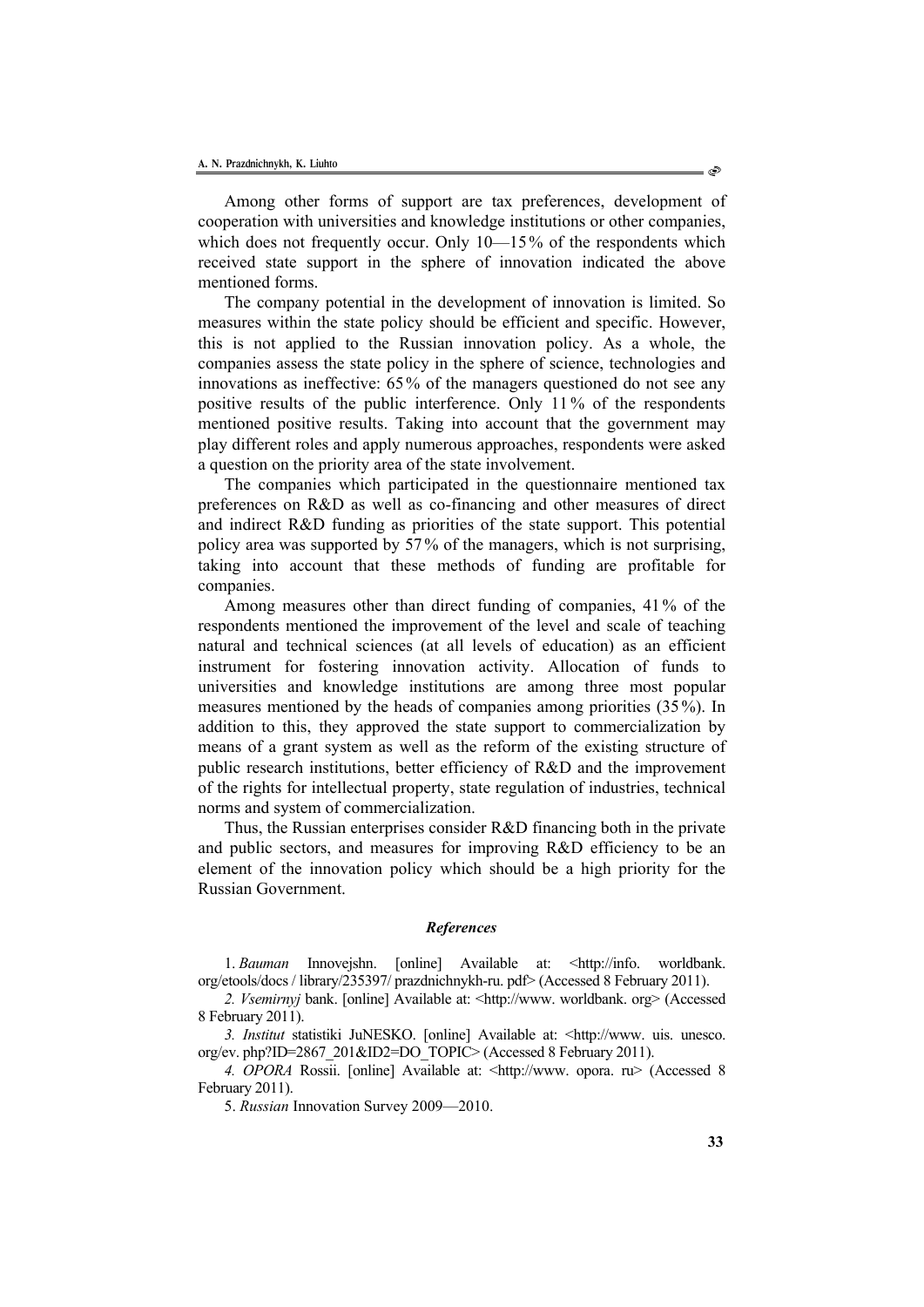Among other forms of support are tax preferences, development of cooperation with universities and knowledge institutions or other companies, which does not frequently occur. Only 10—15% of the respondents which received state support in the sphere of innovation indicated the above mentioned forms.

The company potential in the development of innovation is limited. So measures within the state policy should be efficient and specific. However, this is not applied to the Russian innovation policy. As a whole, the companies assess the state policy in the sphere of science, technologies and innovations as ineffective: 65% of the managers questioned do not see any positive results of the public interference. Only 11% of the respondents mentioned positive results. Taking into account that the government may play different roles and apply numerous approaches, respondents were asked a question on the priority area of the state involvement.

The companies which participated in the questionnaire mentioned tax preferences on R&D as well as co-financing and other measures of direct and indirect R&D funding as priorities of the state support. This potential policy area was supported by 57% of the managers, which is not surprising, taking into account that these methods of funding are profitable for companies.

Among measures other than direct funding of companies, 41% of the respondents mentioned the improvement of the level and scale of teaching natural and technical sciences (at all levels of education) as an efficient instrument for fostering innovation activity. Allocation of funds to universities and knowledge institutions are among three most popular measures mentioned by the heads of companies among priorities (35%). In addition to this, they approved the state support to commercialization by means of a grant system as well as the reform of the existing structure of public research institutions, better efficiency of R&D and the improvement of the rights for intellectual property, state regulation of industries, technical norms and system of commercialization.

Thus, the Russian enterprises consider R&D financing both in the private and public sectors, and measures for improving R&D efficiency to be an element of the innovation policy which should be a high priority for the Russian Government.

### *References*

1. *Bauman* Innovejshn. [online] Available at: <http://info. worldbank. org/etools/docs / library/235397/ prazdnichnykh-ru. pdf> (Accessed 8 February 2011).

2. *Vsemirnyj* bank. [online] Available at: <http://www. worldbank. org> (Accessed 8 February 2011).

3. *Institut* statistiki JuNESKO. [online] Available at: <http://www. uis. unesco. org/ev. php?ID=2867_201&ID2=DO_TOPIC> (Accessed 8 February 2011).

4. *OPORA* Rossii. [online] Available at: <http://www. opora. ru> (Accessed 8 February 2011).

5. *Russian* Innovation Survey 2009—2010.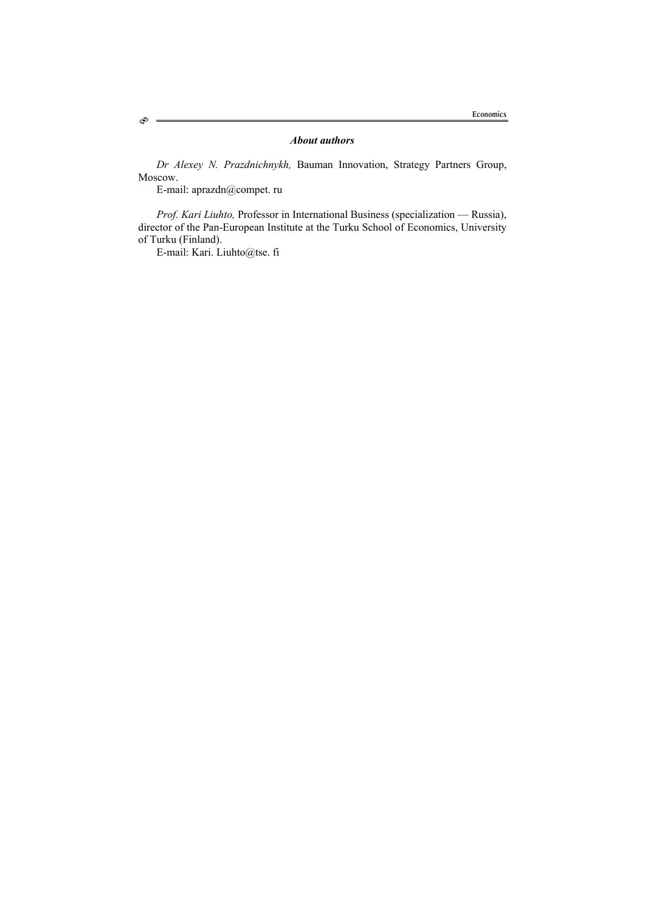### *About authors*

*Dr Alexey N. Prazdnichnykh,* Bauman Innovation, Strategy Partners Group, Moscow.

E-mail: aprazdn@compet. ru

*Prof. Kari Liuhto,* Professor in International Business (specialization — Russia), director of the Pan-European Institute at the Turku School of Economics, University of Turku (Finland).

E-mail: Kari. Liuhto@tse. fi